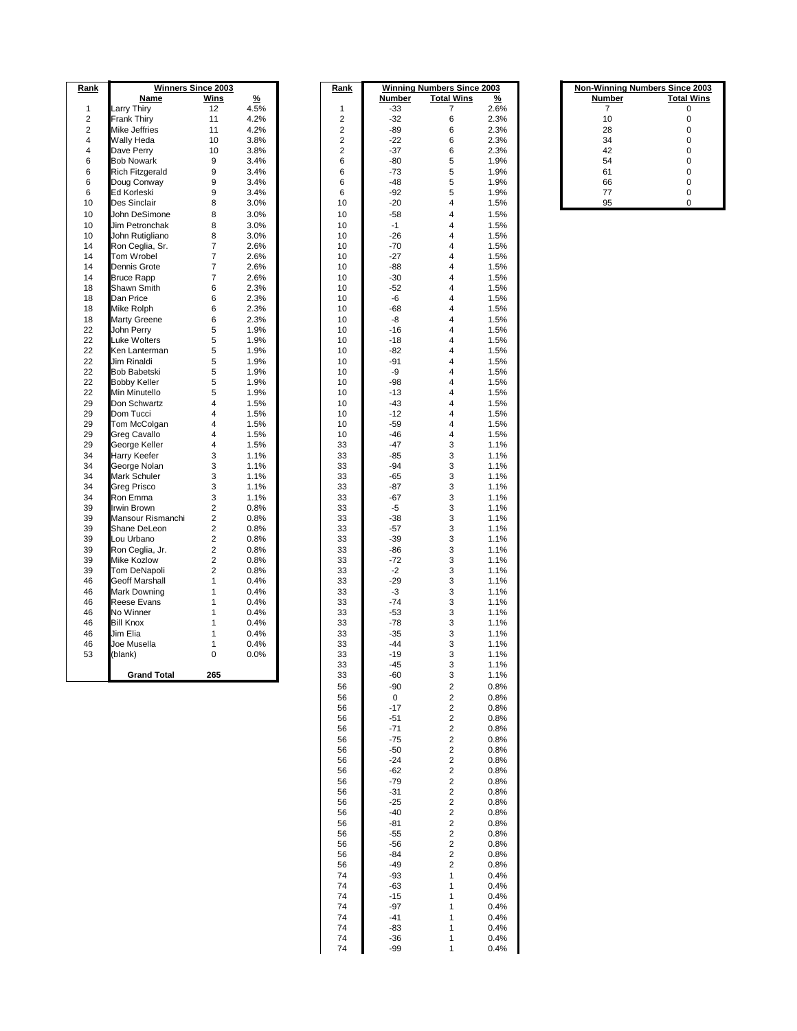| Rank | Winners Since 2003 | | |
|---|---|---|---|
| | **Name** | **Wins** | **%** |
| 1 | Larry Thiry | 12 | 4.5% |
| 2 | Frank Thiry | 11 | 4.2% |
| 2 | Mike Jeffries | 11 | 4.2% |
| 4 | Wally Heda | 10 | 3.8% |
| 4 | Dave Perry | 10 | 3.8% |
| 6 | Bob Nowark | 9 | 3.4% |
| 6 | Rich Fitzgerald | 9 | 3.4% |
| 6 | Doug Conway | 9 | 3.4% |
| 6 | Ed Korleski | 9 | 3.4% |
| 10 | Des Sinclair | 8 | 3.0% |
| 10 | John DeSimone | 8 | 3.0% |
| 10 | Jim Petronchak | 8 | 3.0% |
| 10 | John Rutigliano | 8 | 3.0% |
| 14 | Ron Ceglia, Sr. | 7 | 2.6% |
| 14 | Tom Wrobel | 7 | 2.6% |
| 14 | Dennis Grote | 7 | 2.6% |
| 14 | Bruce Rapp | 7 | 2.6% |
| 18 | Shawn Smith | 6 | 2.3% |
| 18 | Dan Price | 6 | 2.3% |
| 18 | Mike Rolph | 6 | 2.3% |
| 18 | Marty Greene | 6 | 2.3% |
| 22 | John Perry | 5 | 1.9% |
| 22 | Luke Wolters | 5 | 1.9% |
| 22 | Ken Lanterman | 5 | 1.9% |
| 22 | Jim Rinaldi | 5 | 1.9% |
| 22 | Bob Babetski | 5 | 1.9% |
| 22 | Bobby Keller | 5 | 1.9% |
| 22 | Min Minutello | 5 | 1.9% |
| 29 | Don Schwartz | 4 | 1.5% |
| 29 | Dom Tucci | 4 | 1.5% |
| 29 | Tom McColgan | 4 | 1.5% |
| 29 | Greg Cavallo | 4 | 1.5% |
| 29 | George Keller | 4 | 1.5% |
| 34 | Harry Keefer | 3 | 1.1% |
| 34 | George Nolan | 3 | 1.1% |
| 34 | Mark Schuler | 3 | 1.1% |
| 34 | Greg Prisco | 3 | 1.1% |
| 34 | Ron Emma | 3 | 1.1% |
| 39 | Irwin Brown | 2 | 0.8% |
| 39 | Mansour Rismanchi | 2 | 0.8% |
| 39 | Shane DeLeon | 2 | 0.8% |
| 39 | Lou Urbano | 2 | 0.8% |
| 39 | Ron Ceglia, Jr. | 2 | 0.8% |
| 39 | Mike Kozlow | 2 | 0.8% |
| 39 | Tom DeNapoli | 2 | 0.8% |
| 46 | Geoff Marshall | 1 | 0.4% |
| 46 | Mark Downing | 1 | 0.4% |
| 46 | Reese Evans | 1 | 0.4% |
| 46 | No Winner | 1 | 0.4% |
| 46 | Bill Knox | 1 | 0.4% |
| 46 | Jim Elia | 1 | 0.4% |
| 46 | Joe Musella | 1 | 0.4% |
| 53 | (blank) | 0 | 0.0% |
| | **Grand Total** | **265** | |

| Rank | Winning Numbers Since 2003 | | |
|---|---|---|---|
| | **Number** | **Total Wins** | **%** |
| 1 | -33 | 7 | 2.6% |
| 2 | -32 | 6 | 2.3% |
| 2 | -89 | 6 | 2.3% |
| 2 | -22 | 6 | 2.3% |
| 2 | -37 | 6 | 2.3% |
| 6 | -80 | 5 | 1.9% |
| 6 | -73 | 5 | 1.9% |
| 6 | -48 | 5 | 1.9% |
| 6 | -92 | 5 | 1.9% |
| 10 | -20 | 4 | 1.5% |
| 10 | -58 | 4 | 1.5% |
| 10 | -1 | 4 | 1.5% |
| 10 | -26 | 4 | 1.5% |
| 10 | -70 | 4 | 1.5% |
| 10 | -27 | 4 | 1.5% |
| 10 | -88 | 4 | 1.5% |
| 10 | -30 | 4 | 1.5% |
| 10 | -52 | 4 | 1.5% |
| 10 | -6 | 4 | 1.5% |
| 10 | -68 | 4 | 1.5% |
| 10 | -8 | 4 | 1.5% |
| 10 | -16 | 4 | 1.5% |
| 10 | -18 | 4 | 1.5% |
| 10 | -82 | 4 | 1.5% |
| 10 | -91 | 4 | 1.5% |
| 10 | -9 | 4 | 1.5% |
| 10 | -98 | 4 | 1.5% |
| 10 | -13 | 4 | 1.5% |
| 10 | -43 | 4 | 1.5% |
| 10 | -12 | 4 | 1.5% |
| 10 | -59 | 4 | 1.5% |
| 10 | -46 | 4 | 1.5% |
| 33 | -47 | 3 | 1.1% |
| 33 | -85 | 3 | 1.1% |
| 33 | -94 | 3 | 1.1% |
| 33 | -65 | 3 | 1.1% |
| 33 | -87 | 3 | 1.1% |
| 33 | -67 | 3 | 1.1% |
| 33 | -5 | 3 | 1.1% |
| 33 | -38 | 3 | 1.1% |
| 33 | -57 | 3 | 1.1% |
| 33 | -39 | 3 | 1.1% |
| 33 | -86 | 3 | 1.1% |
| 33 | -72 | 3 | 1.1% |
| 33 | -2 | 3 | 1.1% |
| 33 | -29 | 3 | 1.1% |
| 33 | -3 | 3 | 1.1% |
| 33 | -74 | 3 | 1.1% |
| 33 | -53 | 3 | 1.1% |
| 33 | -78 | 3 | 1.1% |
| 33 | -35 | 3 | 1.1% |
| 33 | -44 | 3 | 1.1% |
| 33 | -19 | 3 | 1.1% |
| 33 | -45 | 3 | 1.1% |
| 33 | -60 | 3 | 1.1% |
| 56 | -90 | 2 | 0.8% |
| 56 | 0 | 2 | 0.8% |
| 56 | -17 | 2 | 0.8% |
| 56 | -51 | 2 | 0.8% |
| 56 | -71 | 2 | 0.8% |
| 56 | -75 | 2 | 0.8% |
| 56 | -50 | 2 | 0.8% |
| 56 | -24 | 2 | 0.8% |
| 56 | -62 | 2 | 0.8% |
| 56 | -79 | 2 | 0.8% |
| 56 | -31 | 2 | 0.8% |
| 56 | -25 | 2 | 0.8% |
| 56 | -40 | 2 | 0.8% |
| 56 | -81 | 2 | 0.8% |
| 56 | -55 | 2 | 0.8% |
| 56 | -56 | 2 | 0.8% |
| 56 | -84 | 2 | 0.8% |
| 56 | -49 | 2 | 0.8% |
| 74 | -93 | 1 | 0.4% |
| 74 | -63 | 1 | 0.4% |
| 74 | -15 | 1 | 0.4% |
| 74 | -97 | 1 | 0.4% |
| 74 | -41 | 1 | 0.4% |
| 74 | -83 | 1 | 0.4% |
| 74 | -36 | 1 | 0.4% |
| 74 | -99 | 1 | 0.4% |

| Non-Winning Numbers Since 2003 | |
|---|---|
| **Number** | **Total Wins** |
| 7 | 0 |
| 10 | 0 |
| 28 | 0 |
| 34 | 0 |
| 42 | 0 |
| 54 | 0 |
| 61 | 0 |
| 66 | 0 |
| 77 | 0 |
| 95 | 0 |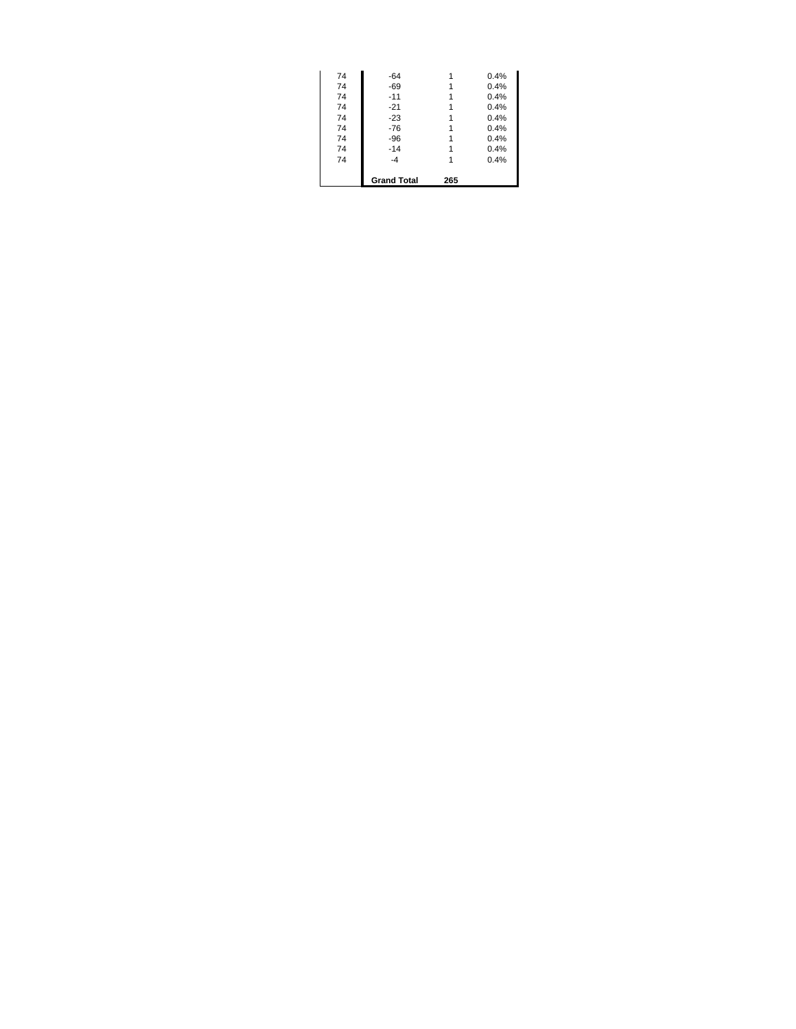| | | | |
|---|---|---|---|
| 74 | -64 | 1 | 0.4% |
| 74 | -69 | 1 | 0.4% |
| 74 | -11 | 1 | 0.4% |
| 74 | -21 | 1 | 0.4% |
| 74 | -23 | 1 | 0.4% |
| 74 | -76 | 1 | 0.4% |
| 74 | -96 | 1 | 0.4% |
| 74 | -14 | 1 | 0.4% |
| 74 | -4 | 1 | 0.4% |
| | **Grand Total** | **265** | |